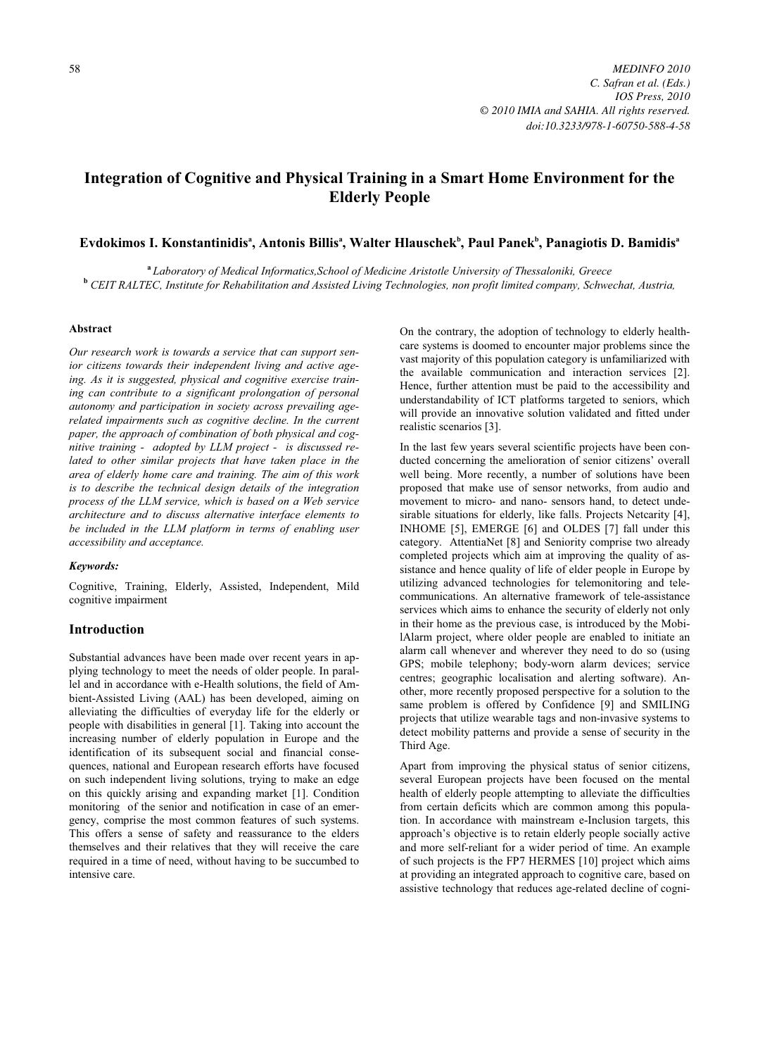# Integration of Cognitive and Physical Training in a Smart Home Environment for the Elderly People

**Evdokimos I. Konstantinidis[a], Antonis Billis[a], Walter Hlauschek[b], Paul Panek[b], Panagiotis D. Bamidis[a]**

[a] *Laboratory of Medical Informatics,School of Medicine Aristotle University of Thessaloniki, Greece*
[b] *CEIT RALTEC, Institute for Rehabilitation and Assisted Living Technologies, non profit limited company, Schwechat, Austria,*

### Abstract

*Our research work is towards a service that can support senior citizens towards their independent living and active ageing. As it is suggested, physical and cognitive exercise training can contribute to a significant prolongation of personal autonomy and participation in society across prevailing age-related impairments such as cognitive decline. In the current paper, the approach of combination of both physical and cognitive training - adopted by LLM project - is discussed related to other similar projects that have taken place in the area of elderly home care and training. The aim of this work is to describe the technical design details of the integration process of the LLM service, which is based on a Web service architecture and to discuss alternative interface elements to be included in the LLM platform in terms of enabling user accessibility and acceptance.*

#### *Keywords:*

Cognitive, Training, Elderly, Assisted, Independent, Mild cognitive impairment

## Introduction

Substantial advances have been made over recent years in applying technology to meet the needs of older people. In parallel and in accordance with e-Health solutions, the field of Ambient-Assisted Living (AAL) has been developed, aiming on alleviating the difficulties of everyday life for the elderly or people with disabilities in general [1]. Taking into account the increasing number of elderly population in Europe and the identification of its subsequent social and financial consequences, national and European research efforts have focused on such independent living solutions, trying to make an edge on this quickly arising and expanding market [1]. Condition monitoring of the senior and notification in case of an emergency, comprise the most common features of such systems. This offers a sense of safety and reassurance to the elders themselves and their relatives that they will receive the care required in a time of need, without having to be succumbed to intensive care.

On the contrary, the adoption of technology to elderly healthcare systems is doomed to encounter major problems since the vast majority of this population category is unfamiliarized with the available communication and interaction services [2]. Hence, further attention must be paid to the accessibility and understandability of ICT platforms targeted to seniors, which will provide an innovative solution validated and fitted under realistic scenarios [3].

In the last few years several scientific projects have been conducted concerning the amelioration of senior citizens' overall well being. More recently, a number of solutions have been proposed that make use of sensor networks, from audio and movement to micro- and nano- sensors hand, to detect undesirable situations for elderly, like falls. Projects Netcarity [4], INHOME [5], EMERGE [6] and OLDES [7] fall under this category. AttentiaNet [8] and Seniority comprise two already completed projects which aim at improving the quality of assistance and hence quality of life of elder people in Europe by utilizing advanced technologies for telemonitoring and telecommunications. An alternative framework of tele-assistance services which aims to enhance the security of elderly not only in their home as the previous case, is introduced by the MobilAlarm project, where older people are enabled to initiate an alarm call whenever and wherever they need to do so (using GPS; mobile telephony; body-worn alarm devices; service centres; geographic localisation and alerting software). Another, more recently proposed perspective for a solution to the same problem is offered by Confidence [9] and SMILING projects that utilize wearable tags and non-invasive systems to detect mobility patterns and provide a sense of security in the Third Age.

Apart from improving the physical status of senior citizens, several European projects have been focused on the mental health of elderly people attempting to alleviate the difficulties from certain deficits which are common among this population. In accordance with mainstream e-Inclusion targets, this approach's objective is to retain elderly people socially active and more self-reliant for a wider period of time. An example of such projects is the FP7 HERMES [10] project which aims at providing an integrated approach to cognitive care, based on assistive technology that reduces age-related decline of cogni-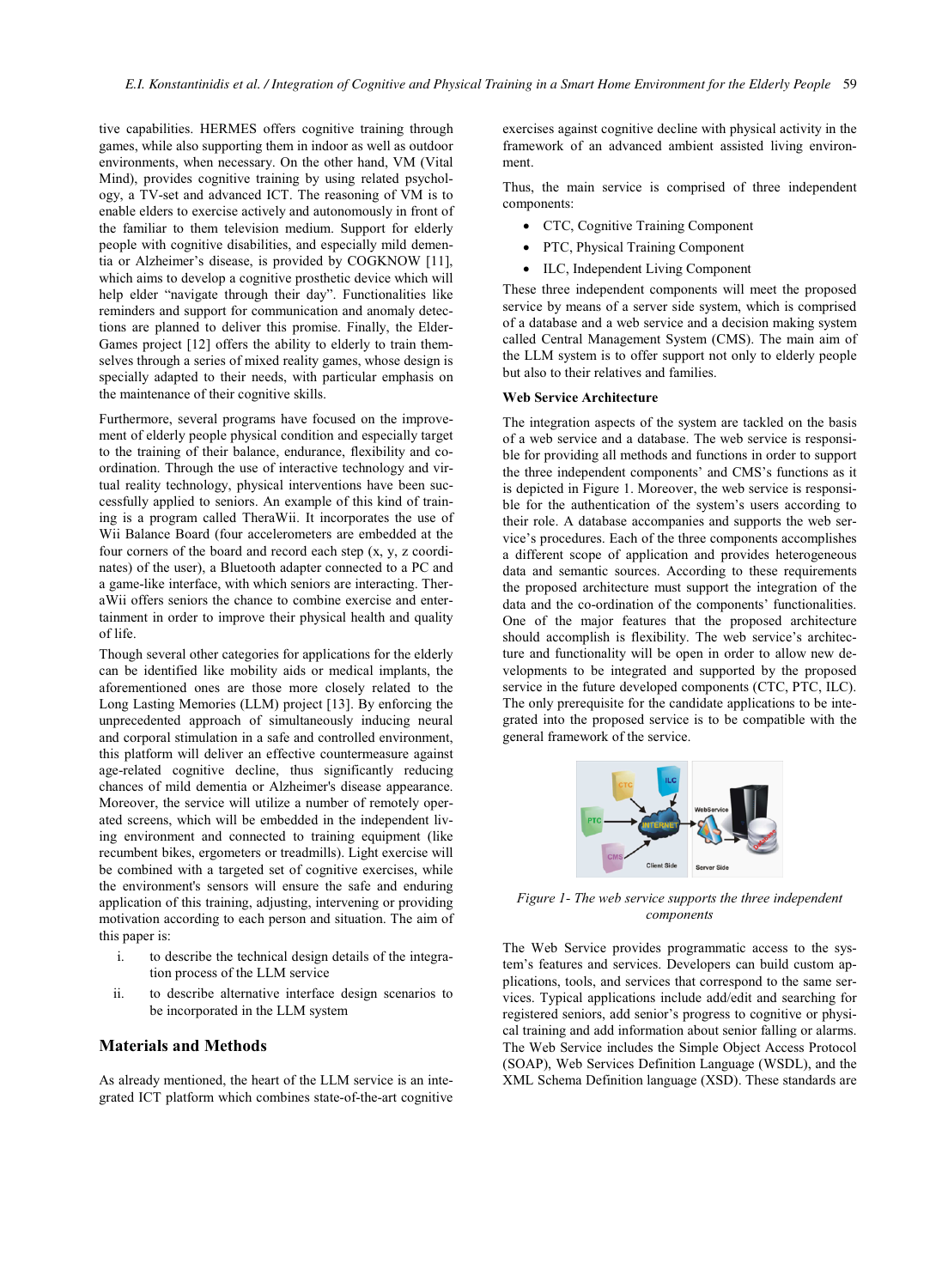tive capabilities. HERMES offers cognitive training through games, while also supporting them in indoor as well as outdoor environments, when necessary. On the other hand, VM (Vital Mind), provides cognitive training by using related psychology, a TV-set and advanced ICT. The reasoning of VM is to enable elders to exercise actively and autonomously in front of the familiar to them television medium. Support for elderly people with cognitive disabilities, and especially mild dementia or Alzheimer's disease, is provided by COGKNOW [11], which aims to develop a cognitive prosthetic device which will help elder "navigate through their day". Functionalities like reminders and support for communication and anomaly detections are planned to deliver this promise. Finally, the ElderGames project [12] offers the ability to elderly to train themselves through a series of mixed reality games, whose design is specially adapted to their needs, with particular emphasis on the maintenance of their cognitive skills.

Furthermore, several programs have focused on the improvement of elderly people physical condition and especially target to the training of their balance, endurance, flexibility and coordination. Through the use of interactive technology and virtual reality technology, physical interventions have been successfully applied to seniors. An example of this kind of training is a program called TheraWii. It incorporates the use of Wii Balance Board (four accelerometers are embedded at the four corners of the board and record each step (x, y, z coordinates) of the user), a Bluetooth adapter connected to a PC and a game-like interface, with which seniors are interacting. TheraWii offers seniors the chance to combine exercise and entertainment in order to improve their physical health and quality of life.

Though several other categories for applications for the elderly can be identified like mobility aids or medical implants, the aforementioned ones are those more closely related to the Long Lasting Memories (LLM) project [13]. By enforcing the unprecedented approach of simultaneously inducing neural and corporal stimulation in a safe and controlled environment, this platform will deliver an effective countermeasure against age-related cognitive decline, thus significantly reducing chances of mild dementia or Alzheimer's disease appearance. Moreover, the service will utilize a number of remotely operated screens, which will be embedded in the independent living environment and connected to training equipment (like recumbent bikes, ergometers or treadmills). Light exercise will be combined with a targeted set of cognitive exercises, while the environment's sensors will ensure the safe and enduring application of this training, adjusting, intervening or providing motivation according to each person and situation. The aim of this paper is:

i. to describe the technical design details of the integration process of the LLM service
ii. to describe alternative interface design scenarios to be incorporated in the LLM system

## Materials and Methods

As already mentioned, the heart of the LLM service is an integrated ICT platform which combines state-of-the-art cognitive exercises against cognitive decline with physical activity in the framework of an advanced ambient assisted living environment.

Thus, the main service is comprised of three independent components:

- CTC, Cognitive Training Component
- PTC, Physical Training Component
- ILC, Independent Living Component

These three independent components will meet the proposed service by means of a server side system, which is comprised of a database and a web service and a decision making system called Central Management System (CMS). The main aim of the LLM system is to offer support not only to elderly people but also to their relatives and families.

**Web Service Architecture**

The integration aspects of the system are tackled on the basis of a web service and a database. The web service is responsible for providing all methods and functions in order to support the three independent components' and CMS's functions as it is depicted in Figure 1. Moreover, the web service is responsible for the authentication of the system's users according to their role. A database accompanies and supports the web service's procedures. Each of the three components accomplishes a different scope of application and provides heterogeneous data and semantic sources. According to these requirements the proposed architecture must support the integration of the data and the co-ordination of the components' functionalities. One of the major features that the proposed architecture should accomplish is flexibility. The web service's architecture and functionality will be open in order to allow new developments to be integrated and supported by the proposed service in the future developed components (CTC, PTC, ILC). The only prerequisite for the candidate applications to be integrated into the proposed service is to be compatible with the general framework of the service.

*Figure 1- The web service supports the three independent components*

The Web Service provides programmatic access to the system's features and services. Developers can build custom applications, tools, and services that correspond to the same services. Typical applications include add/edit and searching for registered seniors, add senior's progress to cognitive or physical training and add information about senior falling or alarms. The Web Service includes the Simple Object Access Protocol (SOAP), Web Services Definition Language (WSDL), and the XML Schema Definition language (XSD). These standards are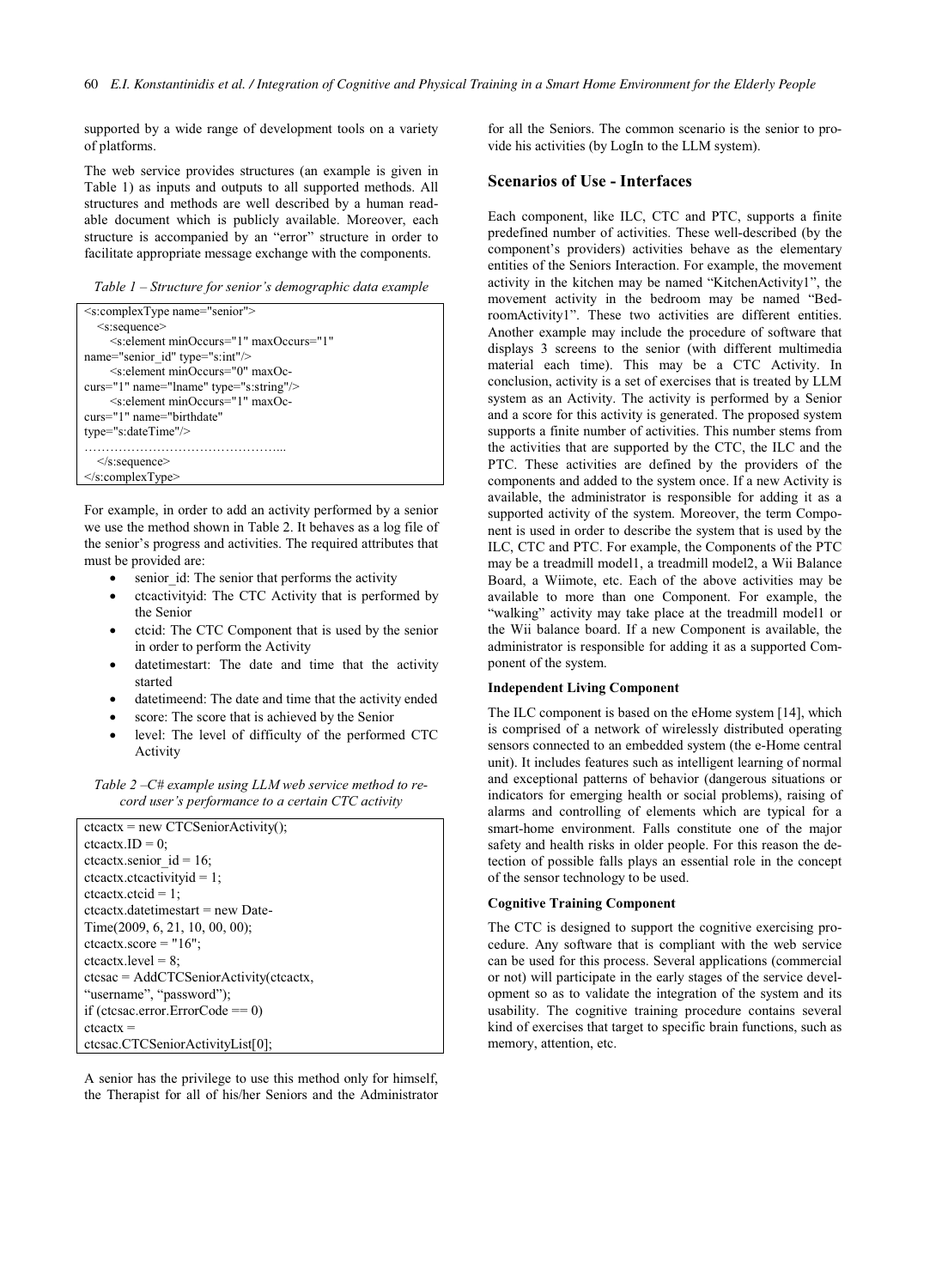supported by a wide range of development tools on a variety of platforms.

The web service provides structures (an example is given in Table 1) as inputs and outputs to all supported methods. All structures and methods are well described by a human readable document which is publicly available. Moreover, each structure is accompanied by an "error" structure in order to facilitate appropriate message exchange with the components.

*Table 1 – Structure for senior's demographic data example*

```
<s:complexType name="senior">
  <s:sequence>
    <s:element minOccurs="1" maxOccurs="1"
name="senior_id" type="s:int"/>
    <s:element minOccurs="0" maxOccurs="1" name="lname" type="s:string"/>
    <s:element minOccurs="1" maxOccurs="1" name="birthdate"
type="s:dateTime"/>
……………………………………….
  </s:sequence>
</s:complexType>
```

For example, in order to add an activity performed by a senior we use the method shown in Table 2. It behaves as a log file of the senior's progress and activities. The required attributes that must be provided are:

- senior_id: The senior that performs the activity
- ctcactivityid: The CTC Activity that is performed by the Senior
- ctcid: The CTC Component that is used by the senior in order to perform the Activity
- datetimestart: The date and time that the activity started
- datetimeend: The date and time that the activity ended
- score: The score that is achieved by the Senior
- level: The level of difficulty of the performed CTC Activity

*Table 2 –C# example using LLM web service method to record user's performance to a certain CTC activity*

```
ctcactx = new CTCSeniorActivity();
ctcactx.ID = 0;
ctcactx.senior_id = 16;
ctcactx.ctcactivityid = 1;
ctcactx.ctcid = 1;
ctcactx.datetimestart = new DateTime(2009, 6, 21, 10, 00, 00);
ctcactx.score = "16";
ctcactx.level = 8;
ctcsac = AddCTCSeniorActivity(ctcactx,
"username", "password");
if (ctcsac.error.ErrorCode == 0)
ctcactx =
ctcsac.CTCSeniorActivityList[0];
```

A senior has the privilege to use this method only for himself, the Therapist for all of his/her Seniors and the Administrator for all the Seniors. The common scenario is the senior to provide his activities (by LogIn to the LLM system).

## Scenarios of Use - Interfaces

Each component, like ILC, CTC and PTC, supports a finite predefined number of activities. These well-described (by the component's providers) activities behave as the elementary entities of the Seniors Interaction. For example, the movement activity in the kitchen may be named "KitchenActivity1", the movement activity in the bedroom may be named "BedroomActivity1". These two activities are different entities. Another example may include the procedure of software that displays 3 screens to the senior (with different multimedia material each time). This may be a CTC Activity. In conclusion, activity is a set of exercises that is treated by LLM system as an Activity. The activity is performed by a Senior and a score for this activity is generated. The proposed system supports a finite number of activities. This number stems from the activities that are supported by the CTC, the ILC and the PTC. These activities are defined by the providers of the components and added to the system once. If a new Activity is available, the administrator is responsible for adding it as a supported activity of the system. Moreover, the term Component is used in order to describe the system that is used by the ILC, CTC and PTC. For example, the Components of the PTC may be a treadmill model1, a treadmill model2, a Wii Balance Board, a Wiimote, etc. Each of the above activities may be available to more than one Component. For example, the "walking" activity may take place at the treadmill model1 or the Wii balance board. If a new Component is available, the administrator is responsible for adding it as a supported Component of the system.

### Independent Living Component

The ILC component is based on the eHome system [14], which is comprised of a network of wirelessly distributed operating sensors connected to an embedded system (the e-Home central unit). It includes features such as intelligent learning of normal and exceptional patterns of behavior (dangerous situations or indicators for emerging health or social problems), raising of alarms and controlling of elements which are typical for a smart-home environment. Falls constitute one of the major safety and health risks in older people. For this reason the detection of possible falls plays an essential role in the concept of the sensor technology to be used.

### Cognitive Training Component

The CTC is designed to support the cognitive exercising procedure. Any software that is compliant with the web service can be used for this process. Several applications (commercial or not) will participate in the early stages of the service development so as to validate the integration of the system and its usability. The cognitive training procedure contains several kind of exercises that target to specific brain functions, such as memory, attention, etc.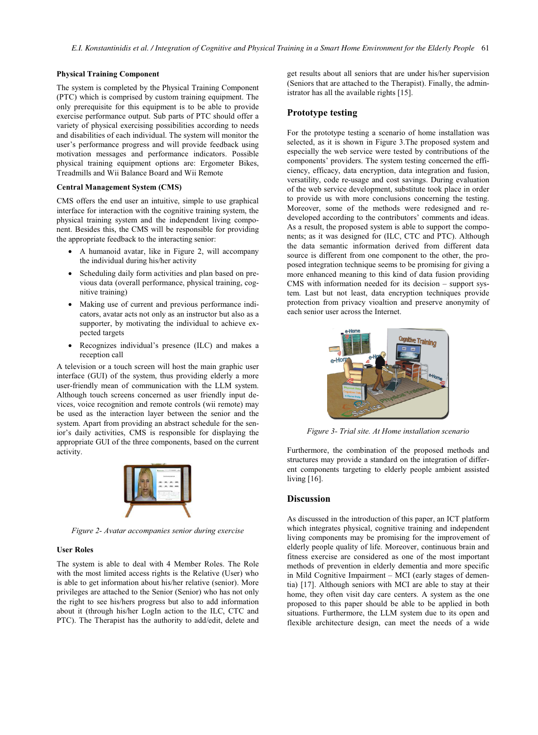**Physical Training Component**

The system is completed by the Physical Training Component (PTC) which is comprised by custom training equipment. The only prerequisite for this equipment is to be able to provide exercise performance output. Sub parts of PTC should offer a variety of physical exercising possibilities according to needs and disabilities of each individual. The system will monitor the user's performance progress and will provide feedback using motivation messages and performance indicators. Possible physical training equipment options are: Ergometer Bikes, Treadmills and Wii Balance Board and Wii Remote

**Central Management System (CMS)**

CMS offers the end user an intuitive, simple to use graphical interface for interaction with the cognitive training system, the physical training system and the independent living component. Besides this, the CMS will be responsible for providing the appropriate feedback to the interacting senior:

- A humanoid avatar, like in Figure 2, will accompany the individual during his/her activity
- Scheduling daily form activities and plan based on previous data (overall performance, physical training, cognitive training)
- Making use of current and previous performance indicators, avatar acts not only as an instructor but also as a supporter, by motivating the individual to achieve expected targets
- Recognizes individual's presence (ILC) and makes a reception call

A television or a touch screen will host the main graphic user interface (GUI) of the system, thus providing elderly a more user-friendly mean of communication with the LLM system. Although touch screens concerned as user friendly input devices, voice recognition and remote controls (wii remote) may be used as the interaction layer between the senior and the system. Apart from providing an abstract schedule for the senior's daily activities, CMS is responsible for displaying the appropriate GUI of the three components, based on the current activity.

*Figure 2- Avatar accompanies senior during exercise*

**User Roles**

The system is able to deal with 4 Member Roles. The Role with the most limited access rights is the Relative (User) who is able to get information about his/her relative (senior). More privileges are attached to the Senior (Senior) who has not only the right to see his/hers progress but also to add information about it (through his/her LogIn action to the ILC, CTC and PTC). The Therapist has the authority to add/edit, delete and get results about all seniors that are under his/her supervision (Seniors that are attached to the Therapist). Finally, the administrator has all the available rights [15].

## Prototype testing

For the prototype testing a scenario of home installation was selected, as it is shown in Figure 3.The proposed system and especially the web service were tested by contributions of the components' providers. The system testing concerned the efficiency, efficacy, data encryption, data integration and fusion, versatility, code re-usage and cost savings. During evaluation of the web service development, substitute took place in order to provide us with more conclusions concerning the testing. Moreover, some of the methods were redesigned and re-developed according to the contributors' comments and ideas. As a result, the proposed system is able to support the components; as it was designed for (ILC, CTC and PTC). Although the data semantic information derived from different data source is different from one component to the other, the proposed integration technique seems to be promising for giving a more enhanced meaning to this kind of data fusion providing CMS with information needed for its decision – support system. Last but not least, data encryption techniques provide protection from privacy vioaltion and preserve anonymity of each senior user across the Internet.

*Figure 3- Trial site. At Home installation scenario*

Furthermore, the combination of the proposed methods and structures may provide a standard on the integration of different components targeting to elderly people ambient assisted living [16].

## Discussion

As discussed in the introduction of this paper, an ICT platform which integrates physical, cognitive training and independent living components may be promising for the improvement of elderly people quality of life. Moreover, continuous brain and fitness exercise are considered as one of the most important methods of prevention in elderly dementia and more specific in Mild Cognitive Impairment – MCI (early stages of dementia) [17]. Although seniors with MCI are able to stay at their home, they often visit day care centers. A system as the one proposed to this paper should be able to be applied in both situations. Furthermore, the LLM system due to its open and flexible architecture design, can meet the needs of a wide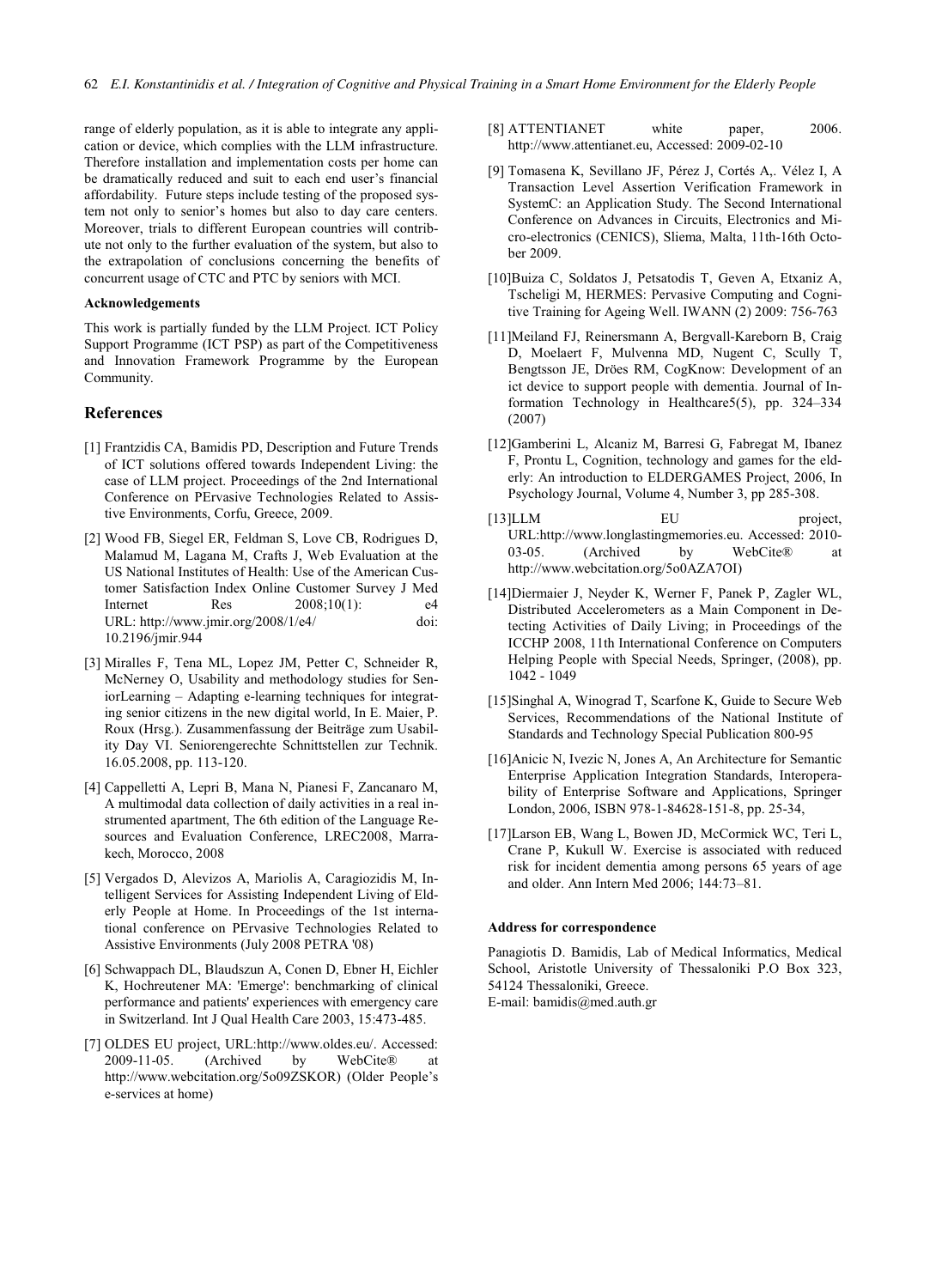range of elderly population, as it is able to integrate any application or device, which complies with the LLM infrastructure. Therefore installation and implementation costs per home can be dramatically reduced and suit to each end user's financial affordability. Future steps include testing of the proposed system not only to senior's homes but also to day care centers. Moreover, trials to different European countries will contribute not only to the further evaluation of the system, but also to the extrapolation of conclusions concerning the benefits of concurrent usage of CTC and PTC by seniors with MCI.

#### Acknowledgements

This work is partially funded by the LLM Project. ICT Policy Support Programme (ICT PSP) as part of the Competitiveness and Innovation Framework Programme by the European Community.

## References

[1] Frantzidis CA, Bamidis PD, Description and Future Trends of ICT solutions offered towards Independent Living: the case of LLM project. Proceedings of the 2nd International Conference on PErvasive Technologies Related to Assistive Environments, Corfu, Greece, 2009.

[2] Wood FB, Siegel ER, Feldman S, Love CB, Rodrigues D, Malamud M, Lagana M, Crafts J, Web Evaluation at the US National Institutes of Health: Use of the American Customer Satisfaction Index Online Customer Survey J Med Internet Res 2008;10(1): e4 URL: http://www.jmir.org/2008/1/e4/ doi: 10.2196/jmir.944

[3] Miralles F, Tena ML, Lopez JM, Petter C, Schneider R, McNerney O, Usability and methodology studies for SeniorLearning – Adapting e-learning techniques for integrating senior citizens in the new digital world, In E. Maier, P. Roux (Hrsg.). Zusammenfassung der Beiträge zum Usability Day VI. Seniorengerechte Schnittstellen zur Technik. 16.05.2008, pp. 113-120.

[4] Cappelletti A, Lepri B, Mana N, Pianesi F, Zancanaro M, A multimodal data collection of daily activities in a real instrumented apartment, The 6th edition of the Language Resources and Evaluation Conference, LREC2008, Marrakech, Morocco, 2008

[5] Vergados D, Alevizos A, Mariolis A, Caragiozidis M, Intelligent Services for Assisting Independent Living of Elderly People at Home. In Proceedings of the 1st international conference on PErvasive Technologies Related to Assistive Environments (July 2008 PETRA '08)

[6] Schwappach DL, Blaudszun A, Conen D, Ebner H, Eichler K, Hochreutener MA: 'Emerge': benchmarking of clinical performance and patients' experiences with emergency care in Switzerland. Int J Qual Health Care 2003, 15:473-485.

[7] OLDES EU project, URL:http://www.oldes.eu/. Accessed: 2009-11-05. (Archived by WebCite® at http://www.webcitation.org/5o09ZSKOR) (Older People's e-services at home)

[8] ATTENTIANET white paper, 2006. http://www.attentianet.eu, Accessed: 2009-02-10

[9] Tomasena K, Sevillano JF, Pérez J, Cortés A,. Vélez I, A Transaction Level Assertion Verification Framework in SystemC: an Application Study. The Second International Conference on Advances in Circuits, Electronics and Micro-electronics (CENICS), Sliema, Malta, 11th-16th October 2009.

[10]Buiza C, Soldatos J, Petsatodis T, Geven A, Etxaniz A, Tscheligi M, HERMES: Pervasive Computing and Cognitive Training for Ageing Well. IWANN (2) 2009: 756-763

[11]Meiland FJ, Reinersmann A, Bergvall-Kareborn B, Craig D, Moelaert F, Mulvenna MD, Nugent C, Scully T, Bengtsson JE, Dröes RM, CogKnow: Development of an ict device to support people with dementia. Journal of Information Technology in Healthcare5(5), pp. 324–334 (2007)

[12]Gamberini L, Alcaniz M, Barresi G, Fabregat M, Ibanez F, Prontu L, Cognition, technology and games for the elderly: An introduction to ELDERGAMES Project, 2006, In Psychology Journal, Volume 4, Number 3, pp 285-308.

[13]LLM EU project, URL:http://www.longlastingmemories.eu. Accessed: 2010-03-05. (Archived by WebCite® at http://www.webcitation.org/5o0AZA7OI)

[14]Diermaier J, Neyder K, Werner F, Panek P, Zagler WL, Distributed Accelerometers as a Main Component in Detecting Activities of Daily Living; in Proceedings of the ICCHP 2008, 11th International Conference on Computers Helping People with Special Needs, Springer, (2008), pp. 1042 - 1049

[15]Singhal A, Winograd T, Scarfone K, Guide to Secure Web Services, Recommendations of the National Institute of Standards and Technology Special Publication 800-95

[16]Anicic N, Ivezic N, Jones A, An Architecture for Semantic Enterprise Application Integration Standards, Interoperability of Enterprise Software and Applications, Springer London, 2006, ISBN 978-1-84628-151-8, pp. 25-34,

[17]Larson EB, Wang L, Bowen JD, McCormick WC, Teri L, Crane P, Kukull W. Exercise is associated with reduced risk for incident dementia among persons 65 years of age and older. Ann Intern Med 2006; 144:73–81.

#### Address for correspondence

Panagiotis D. Bamidis, Lab of Medical Informatics, Medical School, Aristotle University of Thessaloniki P.O Box 323, 54124 Thessaloniki, Greece.
E-mail: bamidis@med.auth.gr